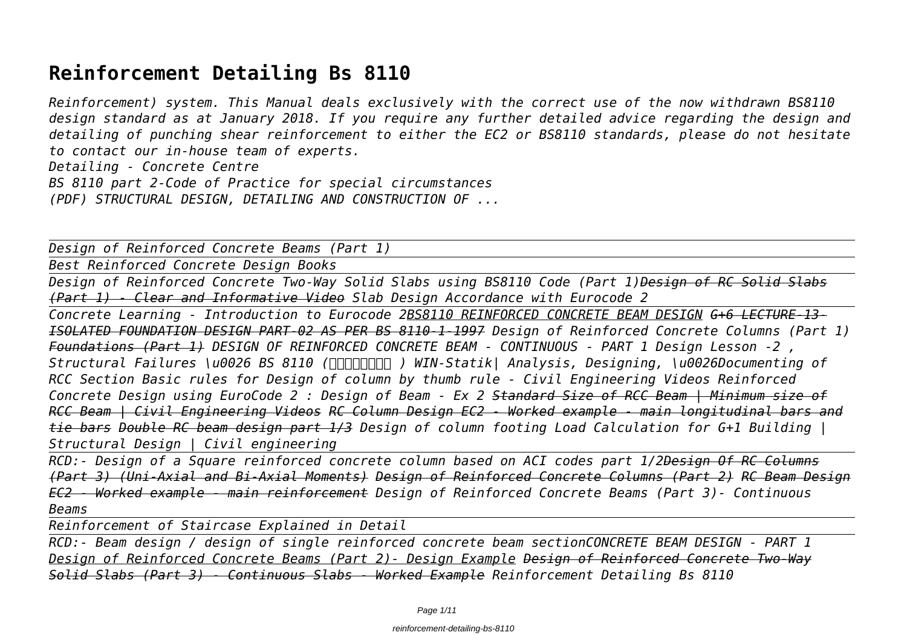# Reinforcement Detailing Bs 8110

*Reinforcement) system. This Manual deals exclusively with the correct use of the now withdrawn BS8110 design standard as at January 2018. If you require any further detailed advice regarding the design and detailing of punching shear reinforcement to either the EC2 or BS8110 standards, please do not hesitate to contact our in-house team of experts.*

*Detailing - Concrete Centre*

*BS 8110 part 2-Code of Practice for special circumstances*

*(PDF) STRUCTURAL DESIGN, DETAILING AND CONSTRUCTION OF ...*

---

*Design of Reinforced Concrete Beams (Part 1)*

---

*Best Reinforced Concrete Design Books*

---

*Design of Reinforced Concrete Two-Way Solid Slabs using BS8110 Code (Part 1)~~Design of RC Solid Slabs (Part 1) - Clear and Informative Video~~ Slab Design Accordance with Eurocode 2*

---

*Concrete Learning - Introduction to Eurocode 2BS8110 REINFORCED CONCRETE BEAM DESIGN ~~G+6 LECTURE-13-ISOLATED FOUNDATION DESIGN PART-02 AS PER BS 8110-1-1997~~ Design of Reinforced Concrete Columns (Part 1) Foundations (Part 1) DESIGN OF REINFORCED CONCRETE BEAM - CONTINUOUS - PART 1 Design Lesson -2 , Structural Failures \u0026 BS 8110 (□□□□□□□ ) WIN-Statik| Analysis, Designing, \u0026Documenting of RCC Section Basic rules for Design of column by thumb rule - Civil Engineering Videos Reinforced Concrete Design using EuroCode 2 : Design of Beam - Ex 2 ~~Standard Size of RCC Beam | Minimum size of RCC Beam | Civil Engineering Videos~~ ~~RC Column Design EC2 - Worked example - main longitudinal bars and tie bars~~ ~~Double RC beam design part 1/3~~ Design of column footing Load Calculation for G+1 Building | Structural Design | Civil engineering*

---

*RCD:- Design of a Square reinforced concrete column based on ACI codes part 1/2~~Design Of RC Columns (Part 3) (Uni-Axial and Bi-Axial Moments)~~ ~~Design of Reinforced Concrete Columns (Part 2)~~ ~~RC Beam Design EC2 - Worked example - main reinforcement~~ Design of Reinforced Concrete Beams (Part 3)- Continuous Beams*

---

*Reinforcement of Staircase Explained in Detail*

---

*RCD:- Beam design / design of single reinforced concrete beam sectionCONCRETE BEAM DESIGN - PART 1 Design of Reinforced Concrete Beams (Part 2)- Design Example ~~Design of Reinforced Concrete Two-Way Solid Slabs (Part 3) - Continuous Slabs - Worked Example~~ Reinforcement Detailing Bs 8110*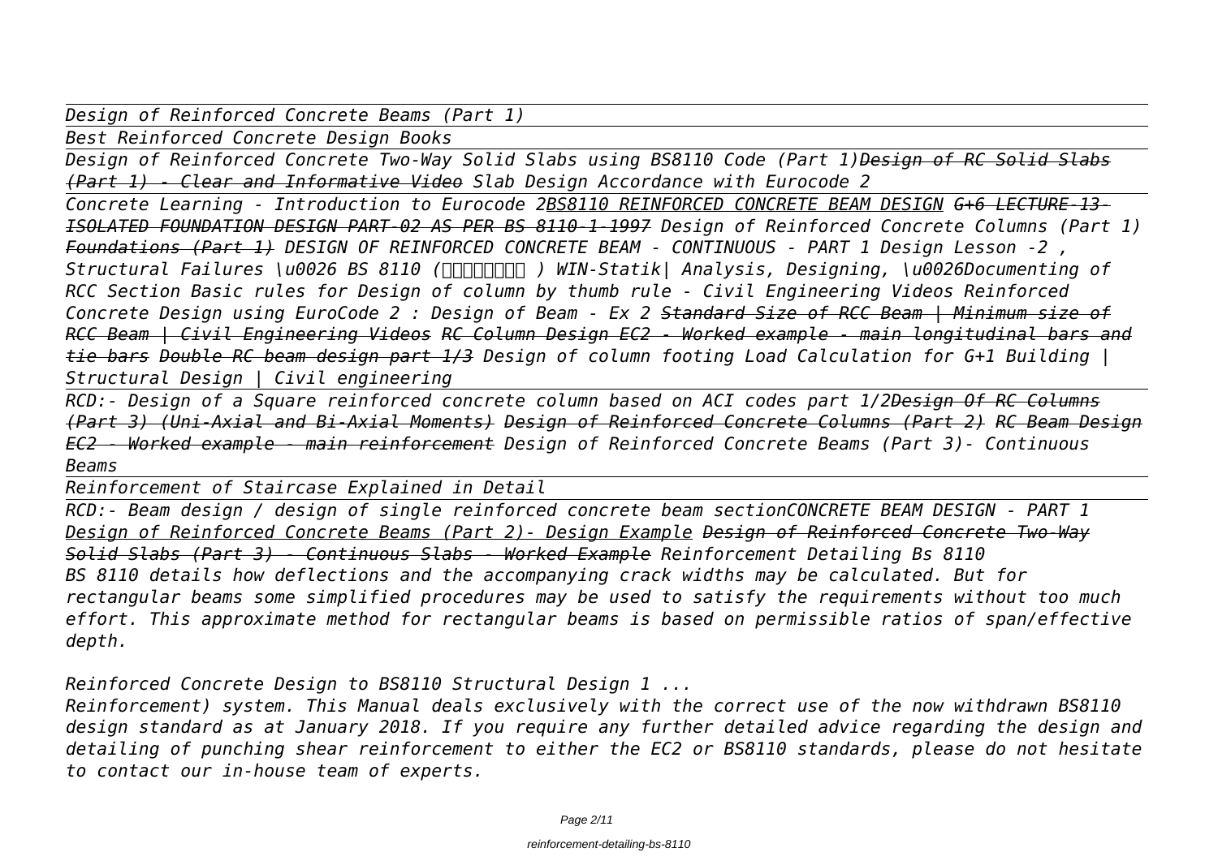*Design of Reinforced Concrete Beams (Part 1)*

---

*Best Reinforced Concrete Design Books*

---

*Design of Reinforced Concrete Two-Way Solid Slabs using BS8110 Code (Part 1)~~Design of RC Solid Slabs (Part 1) - Clear and Informative Video~~ Slab Design Accordance with Eurocode 2*

---

*Concrete Learning - Introduction to Eurocode 2<u>BS8110 REINFORCED CONCRETE BEAM DESIGN</u> ~~G+6 LECTURE-13-ISOLATED FOUNDATION DESIGN PART-02 AS PER BS 8110-1-1997~~ Design of Reinforced Concrete Columns (Part 1) ~~Foundations (Part 1)~~ DESIGN OF REINFORCED CONCRETE BEAM - CONTINUOUS - PART 1 Design Lesson -2 , Structural Failures \u0026 BS 8110 (□□□□□□□ ) WIN-Statik| Analysis, Designing, \u0026Documenting of RCC Section Basic rules for Design of column by thumb rule - Civil Engineering Videos Reinforced Concrete Design using EuroCode 2 : Design of Beam - Ex 2 ~~Standard Size of RCC Beam | Minimum size of RCC Beam | Civil Engineering Videos~~ ~~RC Column Design EC2 - Worked example - main longitudinal bars and tie bars~~ ~~Double RC beam design part 1/3~~ Design of column footing Load Calculation for G+1 Building | Structural Design | Civil engineering*

---

*RCD:- Design of a Square reinforced concrete column based on ACI codes part 1/2~~Design Of RC Columns (Part 3) (Uni-Axial and Bi-Axial Moments)~~ ~~Design of Reinforced Concrete Columns (Part 2)~~ ~~RC Beam Design EC2 - Worked example - main reinforcement~~ Design of Reinforced Concrete Beams (Part 3)- Continuous Beams*

---

*Reinforcement of Staircase Explained in Detail*

---

*RCD:- Beam design / design of single reinforced concrete beam sectionCONCRETE BEAM DESIGN - PART 1 <u>Design of Reinforced Concrete Beams (Part 2)- Design Example</u> ~~Design of Reinforced Concrete Two-Way Solid Slabs (Part 3) - Continuous Slabs - Worked Example~~ Reinforcement Detailing Bs 8110*

*BS 8110 details how deflections and the accompanying crack widths may be calculated. But for rectangular beams some simplified procedures may be used to satisfy the requirements without too much effort. This approximate method for rectangular beams is based on permissible ratios of span/effective depth.*

*Reinforced Concrete Design to BS8110 Structural Design 1 ...*

*Reinforcement) system. This Manual deals exclusively with the correct use of the now withdrawn BS8110 design standard as at January 2018. If you require any further detailed advice regarding the design and detailing of punching shear reinforcement to either the EC2 or BS8110 standards, please do not hesitate to contact our in-house team of experts.*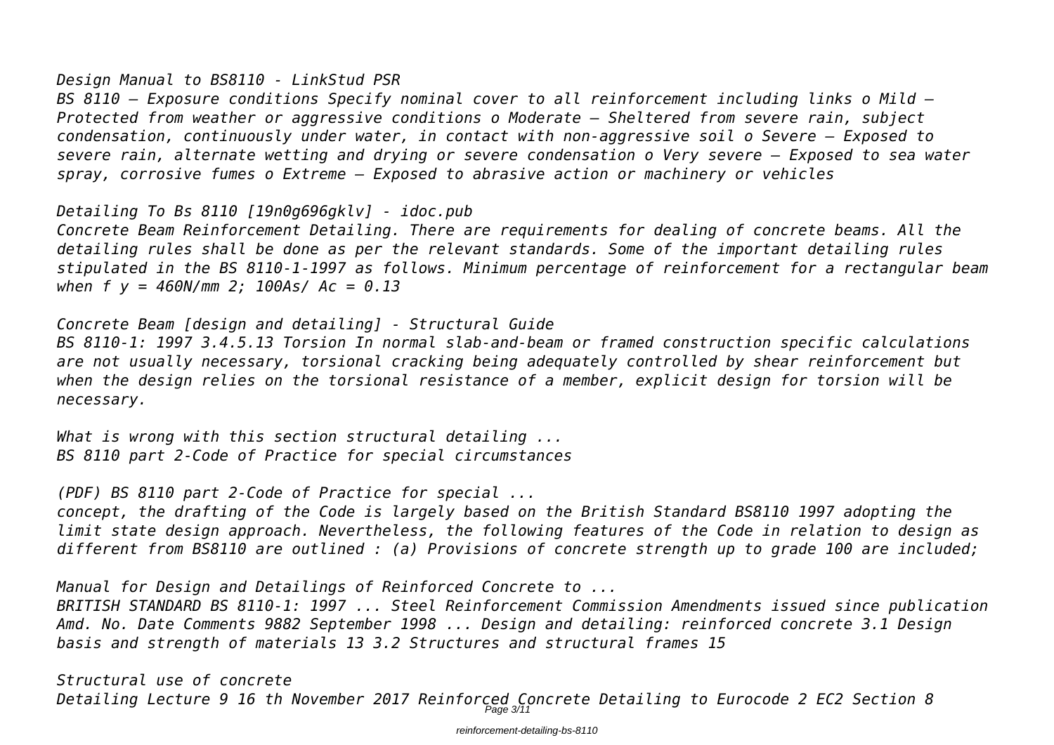*Design Manual to BS8110 - LinkStud PSR*

*BS 8110 – Exposure conditions Specify nominal cover to all reinforcement including links o Mild – Protected from weather or aggressive conditions o Moderate – Sheltered from severe rain, subject condensation, continuously under water, in contact with non-aggressive soil o Severe – Exposed to severe rain, alternate wetting and drying or severe condensation o Very severe – Exposed to sea water spray, corrosive fumes o Extreme – Exposed to abrasive action or machinery or vehicles*

*Detailing To Bs 8110 [19n0g696gklv] - idoc.pub*

*Concrete Beam Reinforcement Detailing. There are requirements for dealing of concrete beams. All the detailing rules shall be done as per the relevant standards. Some of the important detailing rules stipulated in the BS 8110-1-1997 as follows. Minimum percentage of reinforcement for a rectangular beam when $f_y = 460N/mm^2$; $100A_s/A_c = 0.13$*

*Concrete Beam [design and detailing] - Structural Guide*

*BS 8110-1: 1997 3.4.5.13 Torsion In normal slab-and-beam or framed construction specific calculations are not usually necessary, torsional cracking being adequately controlled by shear reinforcement but when the design relies on the torsional resistance of a member, explicit design for torsion will be necessary.*

*What is wrong with this section structural detailing ...*

*BS 8110 part 2-Code of Practice for special circumstances*

*(PDF) BS 8110 part 2-Code of Practice for special ...*

*concept, the drafting of the Code is largely based on the British Standard BS8110 1997 adopting the limit state design approach. Nevertheless, the following features of the Code in relation to design as different from BS8110 are outlined : (a) Provisions of concrete strength up to grade 100 are included;*

*Manual for Design and Detailings of Reinforced Concrete to ...*

*BRITISH STANDARD BS 8110-1: 1997 ... Steel Reinforcement Commission Amendments issued since publication Amd. No. Date Comments 9882 September 1998 ... Design and detailing: reinforced concrete 3.1 Design basis and strength of materials 13 3.2 Structures and structural frames 15*

*Structural use of concrete*

*Detailing Lecture 9 16 th November 2017 Reinforced Concrete Detailing to Eurocode 2 EC2 Section 8*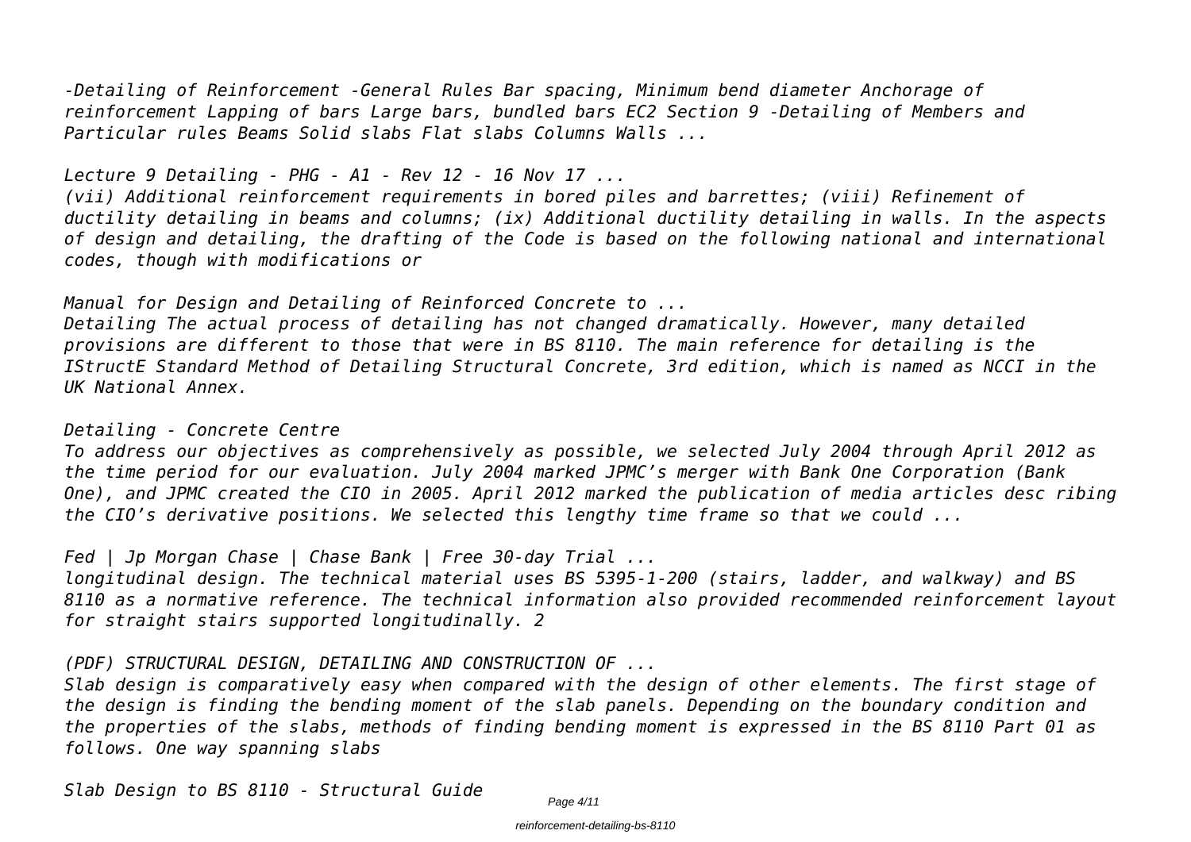*-Detailing of Reinforcement -General Rules Bar spacing, Minimum bend diameter Anchorage of reinforcement Lapping of bars Large bars, bundled bars EC2 Section 9 -Detailing of Members and Particular rules Beams Solid slabs Flat slabs Columns Walls ...*

*Lecture 9 Detailing - PHG - A1 - Rev 12 - 16 Nov 17 ...*

*(vii) Additional reinforcement requirements in bored piles and barrettes; (viii) Refinement of ductility detailing in beams and columns; (ix) Additional ductility detailing in walls. In the aspects of design and detailing, the drafting of the Code is based on the following national and international codes, though with modifications or*

*Manual for Design and Detailing of Reinforced Concrete to ...*

*Detailing The actual process of detailing has not changed dramatically. However, many detailed provisions are different to those that were in BS 8110. The main reference for detailing is the IStructE Standard Method of Detailing Structural Concrete, 3rd edition, which is named as NCCI in the UK National Annex.*

*Detailing - Concrete Centre*

*To address our objectives as comprehensively as possible, we selected July 2004 through April 2012 as the time period for our evaluation. July 2004 marked JPMC's merger with Bank One Corporation (Bank One), and JPMC created the CIO in 2005. April 2012 marked the publication of media articles desc ribing the CIO's derivative positions. We selected this lengthy time frame so that we could ...*

*Fed | Jp Morgan Chase | Chase Bank | Free 30-day Trial ...*

*longitudinal design. The technical material uses BS 5395-1-200 (stairs, ladder, and walkway) and BS 8110 as a normative reference. The technical information also provided recommended reinforcement layout for straight stairs supported longitudinally. 2*

*(PDF) STRUCTURAL DESIGN, DETAILING AND CONSTRUCTION OF ...*

*Slab design is comparatively easy when compared with the design of other elements. The first stage of the design is finding the bending moment of the slab panels. Depending on the boundary condition and the properties of the slabs, methods of finding bending moment is expressed in the BS 8110 Part 01 as follows. One way spanning slabs*

*Slab Design to BS 8110 - Structural Guide*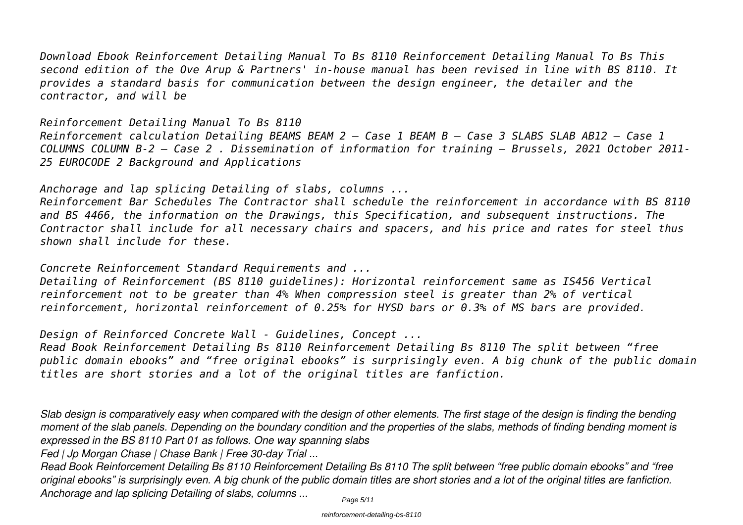*Download Ebook Reinforcement Detailing Manual To Bs 8110 Reinforcement Detailing Manual To Bs This second edition of the Ove Arup & Partners' in-house manual has been revised in line with BS 8110. It provides a standard basis for communication between the design engineer, the detailer and the contractor, and will be*

*Reinforcement Detailing Manual To Bs 8110*
*Reinforcement calculation Detailing BEAMS BEAM 2 – Case 1 BEAM B – Case 3 SLABS SLAB AB12 – Case 1 COLUMNS COLUMN B-2 – Case 2 . Dissemination of information for training – Brussels, 2021 October 2011-25 EUROCODE 2 Background and Applications*

*Anchorage and lap splicing Detailing of slabs, columns ...*
*Reinforcement Bar Schedules The Contractor shall schedule the reinforcement in accordance with BS 8110 and BS 4466, the information on the Drawings, this Specification, and subsequent instructions. The Contractor shall include for all necessary chairs and spacers, and his price and rates for steel thus shown shall include for these.*

*Concrete Reinforcement Standard Requirements and ...*
*Detailing of Reinforcement (BS 8110 guidelines): Horizontal reinforcement same as IS456 Vertical reinforcement not to be greater than 4% When compression steel is greater than 2% of vertical reinforcement, horizontal reinforcement of 0.25% for HYSD bars or 0.3% of MS bars are provided.*

*Design of Reinforced Concrete Wall - Guidelines, Concept ...*
*Read Book Reinforcement Detailing Bs 8110 Reinforcement Detailing Bs 8110 The split between "free public domain ebooks" and "free original ebooks" is surprisingly even. A big chunk of the public domain titles are short stories and a lot of the original titles are fanfiction.*

*Slab design is comparatively easy when compared with the design of other elements. The first stage of the design is finding the bending moment of the slab panels. Depending on the boundary condition and the properties of the slabs, methods of finding bending moment is expressed in the BS 8110 Part 01 as follows. One way spanning slabs*

*Fed | Jp Morgan Chase | Chase Bank | Free 30-day Trial ...*

*Read Book Reinforcement Detailing Bs 8110 Reinforcement Detailing Bs 8110 The split between "free public domain ebooks" and "free original ebooks" is surprisingly even. A big chunk of the public domain titles are short stories and a lot of the original titles are fanfiction.*

*Anchorage and lap splicing Detailing of slabs, columns ...*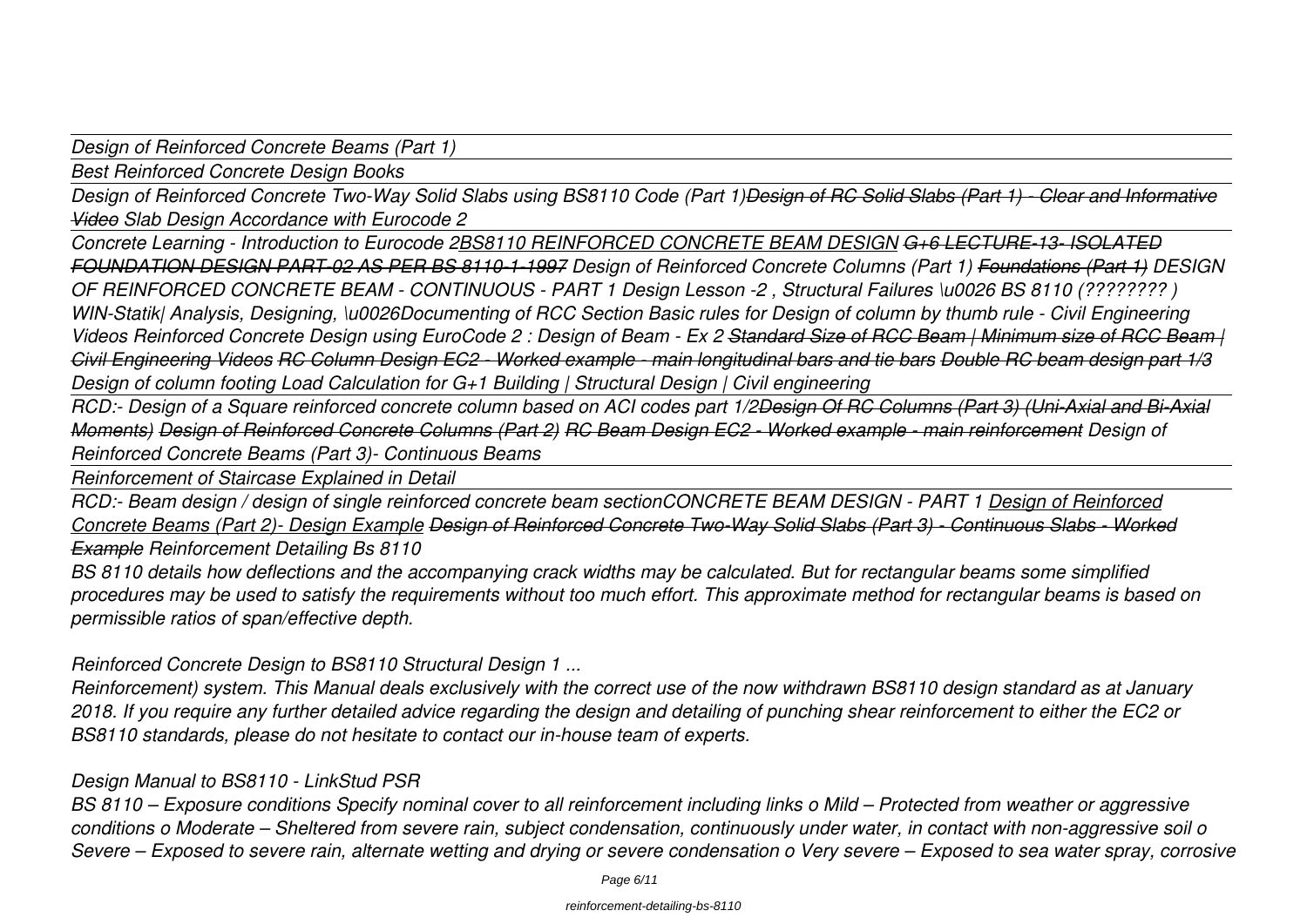*Design of Reinforced Concrete Beams (Part 1)*

*Best Reinforced Concrete Design Books*

*Design of Reinforced Concrete Two-Way Solid Slabs using BS8110 Code (Part 1)~~Design of RC Solid Slabs (Part 1) - Clear and Informative Video~~ Slab Design Accordance with Eurocode 2*

*Concrete Learning - Introduction to Eurocode 2BS8110 REINFORCED CONCRETE BEAM DESIGN ~~G+6 LECTURE-13- ISOLATED FOUNDATION DESIGN PART-02 AS PER BS 8110-1-1997~~ Design of Reinforced Concrete Columns (Part 1) ~~Foundations (Part 1)~~ DESIGN OF REINFORCED CONCRETE BEAM - CONTINUOUS - PART 1 Design Lesson -2 , Structural Failures \u0026 BS 8110 (???????? ) WIN-Statik| Analysis, Designing, \u0026Documenting of RCC Section Basic rules for Design of column by thumb rule - Civil Engineering Videos Reinforced Concrete Design using EuroCode 2 : Design of Beam - Ex 2 ~~Standard Size of RCC Beam | Minimum size of RCC Beam | Civil Engineering Videos RC Column Design EC2 - Worked example - main longitudinal bars and tie bars Double RC beam design part 1/3~~ Design of column footing Load Calculation for G+1 Building | Structural Design | Civil engineering*

*RCD:- Design of a Square reinforced concrete column based on ACI codes part 1/2~~Design Of RC Columns (Part 3) (Uni-Axial and Bi-Axial Moments) Design of Reinforced Concrete Columns (Part 2) RC Beam Design EC2 - Worked example - main reinforcement~~ Design of Reinforced Concrete Beams (Part 3)- Continuous Beams*

*Reinforcement of Staircase Explained in Detail*

*RCD:- Beam design / design of single reinforced concrete beam sectionCONCRETE BEAM DESIGN - PART 1 Design of Reinforced Concrete Beams (Part 2)- Design Example ~~Design of Reinforced Concrete Two-Way Solid Slabs (Part 3) - Continuous Slabs - Worked Example~~ Reinforcement Detailing Bs 8110*

*BS 8110 details how deflections and the accompanying crack widths may be calculated. But for rectangular beams some simplified procedures may be used to satisfy the requirements without too much effort. This approximate method for rectangular beams is based on permissible ratios of span/effective depth.*

*Reinforced Concrete Design to BS8110 Structural Design 1 ...*

*Reinforcement) system. This Manual deals exclusively with the correct use of the now withdrawn BS8110 design standard as at January 2018. If you require any further detailed advice regarding the design and detailing of punching shear reinforcement to either the EC2 or BS8110 standards, please do not hesitate to contact our in-house team of experts.*

*Design Manual to BS8110 - LinkStud PSR*

*BS 8110 – Exposure conditions Specify nominal cover to all reinforcement including links o Mild – Protected from weather or aggressive conditions o Moderate – Sheltered from severe rain, subject condensation, continuously under water, in contact with non-aggressive soil o Severe – Exposed to severe rain, alternate wetting and drying or severe condensation o Very severe – Exposed to sea water spray, corrosive*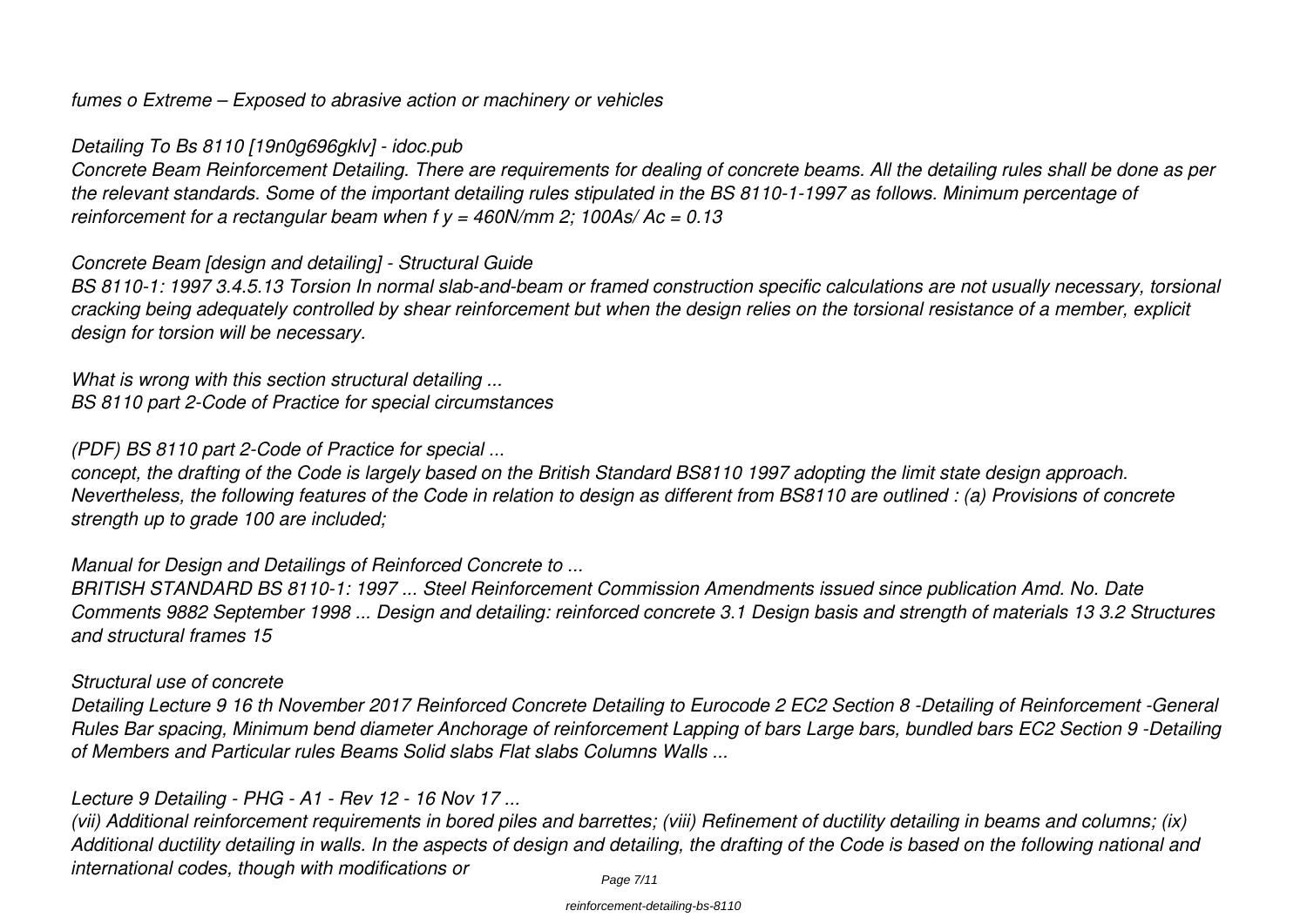*fumes o Extreme – Exposed to abrasive action or machinery or vehicles*

*Detailing To Bs 8110 [19n0g696gklv] - idoc.pub*

*Concrete Beam Reinforcement Detailing. There are requirements for dealing of concrete beams. All the detailing rules shall be done as per the relevant standards. Some of the important detailing rules stipulated in the BS 8110-1-1997 as follows. Minimum percentage of reinforcement for a rectangular beam when f y = 460N/mm 2; 100As/ Ac = 0.13*

*Concrete Beam [design and detailing] - Structural Guide*

*BS 8110-1: 1997 3.4.5.13 Torsion In normal slab-and-beam or framed construction specific calculations are not usually necessary, torsional cracking being adequately controlled by shear reinforcement but when the design relies on the torsional resistance of a member, explicit design for torsion will be necessary.*

*What is wrong with this section structural detailing ...*
*BS 8110 part 2-Code of Practice for special circumstances*

*(PDF) BS 8110 part 2-Code of Practice for special ...*

*concept, the drafting of the Code is largely based on the British Standard BS8110 1997 adopting the limit state design approach. Nevertheless, the following features of the Code in relation to design as different from BS8110 are outlined : (a) Provisions of concrete strength up to grade 100 are included;*

*Manual for Design and Detailings of Reinforced Concrete to ...*

*BRITISH STANDARD BS 8110-1: 1997 ... Steel Reinforcement Commission Amendments issued since publication Amd. No. Date Comments 9882 September 1998 ... Design and detailing: reinforced concrete 3.1 Design basis and strength of materials 13 3.2 Structures and structural frames 15*

*Structural use of concrete*

*Detailing Lecture 9 16 th November 2017 Reinforced Concrete Detailing to Eurocode 2 EC2 Section 8 -Detailing of Reinforcement -General Rules Bar spacing, Minimum bend diameter Anchorage of reinforcement Lapping of bars Large bars, bundled bars EC2 Section 9 -Detailing of Members and Particular rules Beams Solid slabs Flat slabs Columns Walls ...*

*Lecture 9 Detailing - PHG - A1 - Rev 12 - 16 Nov 17 ...*

*(vii) Additional reinforcement requirements in bored piles and barrettes; (viii) Refinement of ductility detailing in beams and columns; (ix) Additional ductility detailing in walls. In the aspects of design and detailing, the drafting of the Code is based on the following national and international codes, though with modifications or*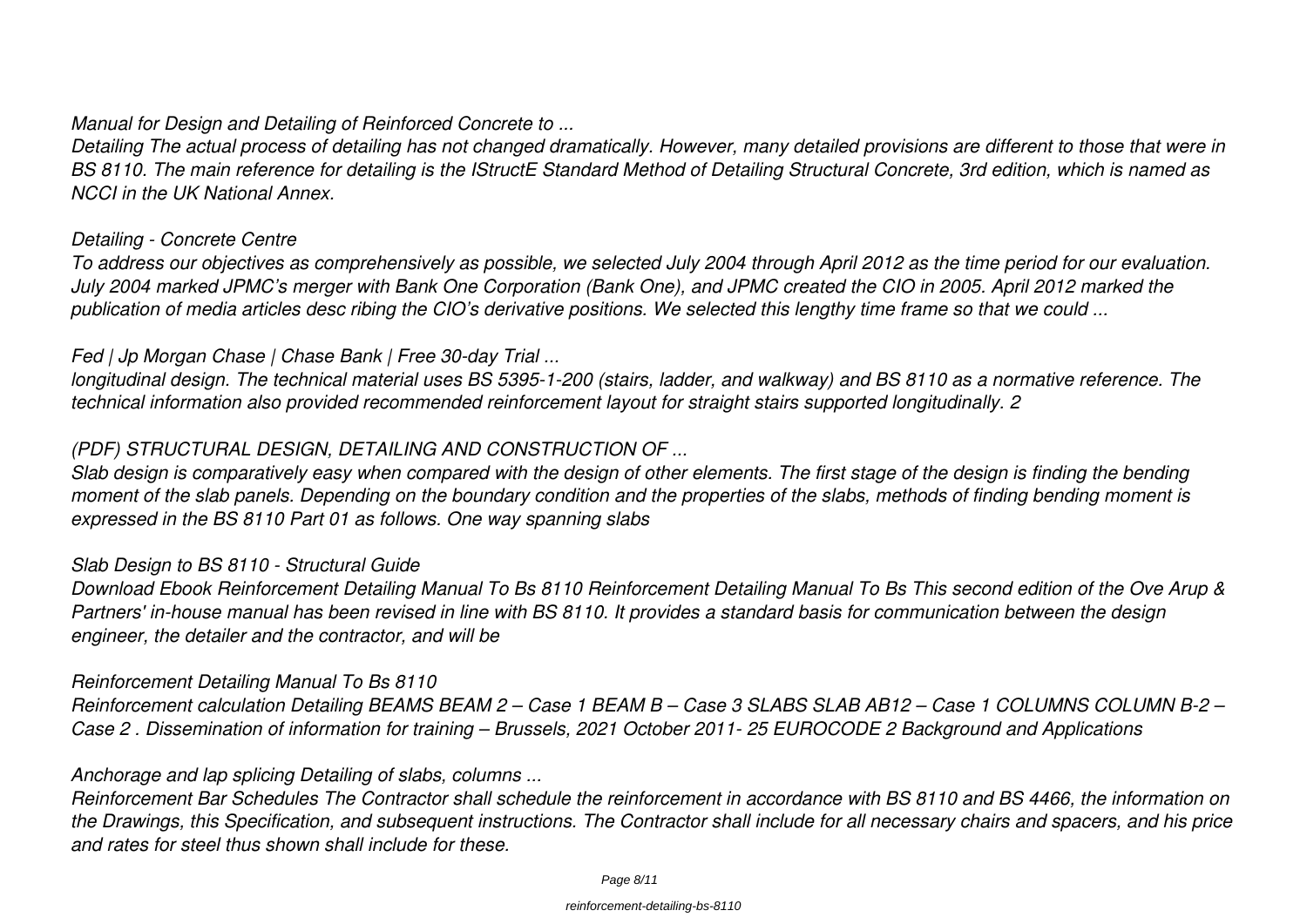*Manual for Design and Detailing of Reinforced Concrete to ...*

*Detailing The actual process of detailing has not changed dramatically. However, many detailed provisions are different to those that were in BS 8110. The main reference for detailing is the IStructE Standard Method of Detailing Structural Concrete, 3rd edition, which is named as NCCI in the UK National Annex.*

*Detailing - Concrete Centre*

*To address our objectives as comprehensively as possible, we selected July 2004 through April 2012 as the time period for our evaluation. July 2004 marked JPMC's merger with Bank One Corporation (Bank One), and JPMC created the CIO in 2005. April 2012 marked the publication of media articles desc ribing the CIO's derivative positions. We selected this lengthy time frame so that we could ...*

*Fed | Jp Morgan Chase | Chase Bank | Free 30-day Trial ...*

*longitudinal design. The technical material uses BS 5395-1-200 (stairs, ladder, and walkway) and BS 8110 as a normative reference. The technical information also provided recommended reinforcement layout for straight stairs supported longitudinally. 2*

*(PDF) STRUCTURAL DESIGN, DETAILING AND CONSTRUCTION OF ...*

*Slab design is comparatively easy when compared with the design of other elements. The first stage of the design is finding the bending moment of the slab panels. Depending on the boundary condition and the properties of the slabs, methods of finding bending moment is expressed in the BS 8110 Part 01 as follows. One way spanning slabs*

*Slab Design to BS 8110 - Structural Guide*

*Download Ebook Reinforcement Detailing Manual To Bs 8110 Reinforcement Detailing Manual To Bs This second edition of the Ove Arup & Partners' in-house manual has been revised in line with BS 8110. It provides a standard basis for communication between the design engineer, the detailer and the contractor, and will be*

*Reinforcement Detailing Manual To Bs 8110*

*Reinforcement calculation Detailing BEAMS BEAM 2 – Case 1 BEAM B – Case 3 SLABS SLAB AB12 – Case 1 COLUMNS COLUMN B-2 – Case 2 . Dissemination of information for training – Brussels, 2021 October 2011- 25 EUROCODE 2 Background and Applications*

*Anchorage and lap splicing Detailing of slabs, columns ...*

*Reinforcement Bar Schedules The Contractor shall schedule the reinforcement in accordance with BS 8110 and BS 4466, the information on the Drawings, this Specification, and subsequent instructions. The Contractor shall include for all necessary chairs and spacers, and his price and rates for steel thus shown shall include for these.*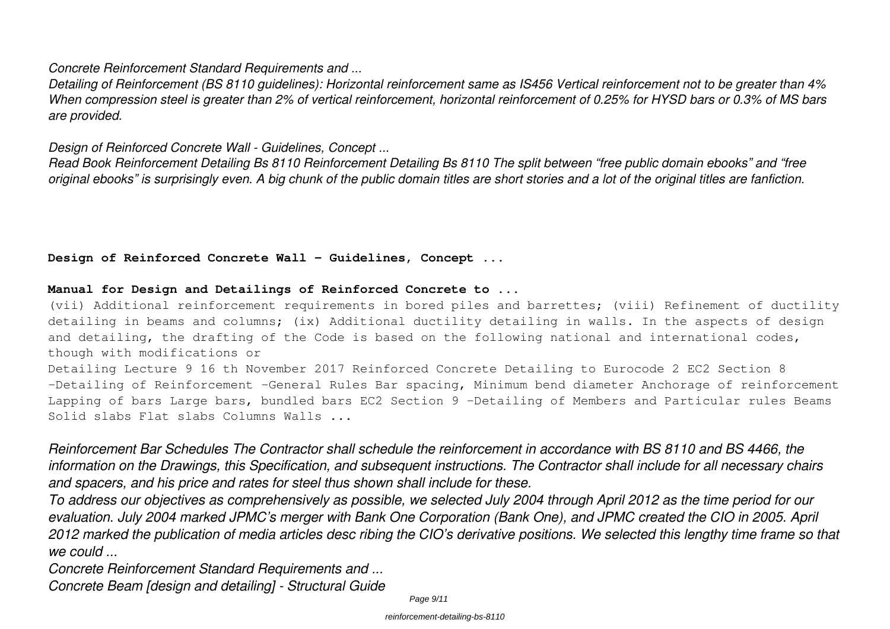*Concrete Reinforcement Standard Requirements and ...*

*Detailing of Reinforcement (BS 8110 guidelines): Horizontal reinforcement same as IS456 Vertical reinforcement not to be greater than 4% When compression steel is greater than 2% of vertical reinforcement, horizontal reinforcement of 0.25% for HYSD bars or 0.3% of MS bars are provided.*

*Design of Reinforced Concrete Wall - Guidelines, Concept ...*

*Read Book Reinforcement Detailing Bs 8110 Reinforcement Detailing Bs 8110 The split between “free public domain ebooks” and “free original ebooks” is surprisingly even. A big chunk of the public domain titles are short stories and a lot of the original titles are fanfiction.*

**Design of Reinforced Concrete Wall - Guidelines, Concept ...**

**Manual for Design and Detailings of Reinforced Concrete to ...**

(vii) Additional reinforcement requirements in bored piles and barrettes; (viii) Refinement of ductility detailing in beams and columns; (ix) Additional ductility detailing in walls. In the aspects of design and detailing, the drafting of the Code is based on the following national and international codes, though with modifications or

Detailing Lecture 9 16 th November 2017 Reinforced Concrete Detailing to Eurocode 2 EC2 Section 8 -Detailing of Reinforcement -General Rules Bar spacing, Minimum bend diameter Anchorage of reinforcement Lapping of bars Large bars, bundled bars EC2 Section 9 -Detailing of Members and Particular rules Beams Solid slabs Flat slabs Columns Walls ...

*Reinforcement Bar Schedules The Contractor shall schedule the reinforcement in accordance with BS 8110 and BS 4466, the information on the Drawings, this Specification, and subsequent instructions. The Contractor shall include for all necessary chairs and spacers, and his price and rates for steel thus shown shall include for these.*

*To address our objectives as comprehensively as possible, we selected July 2004 through April 2012 as the time period for our evaluation. July 2004 marked JPMC’s merger with Bank One Corporation (Bank One), and JPMC created the CIO in 2005. April 2012 marked the publication of media articles desc ribing the CIO’s derivative positions. We selected this lengthy time frame so that we could ...*

*Concrete Reinforcement Standard Requirements and ...*

*Concrete Beam [design and detailing] - Structural Guide*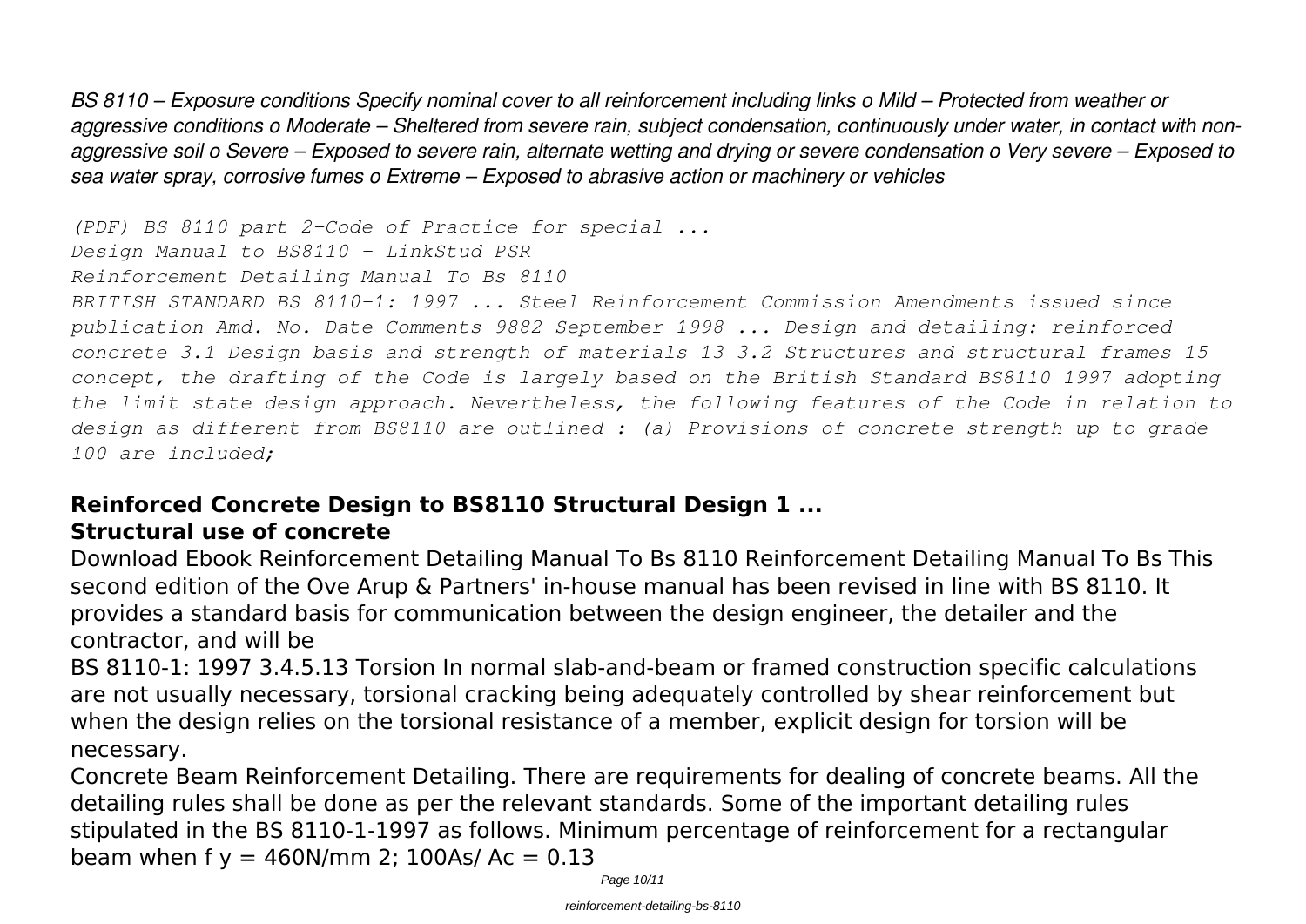*BS 8110 – Exposure conditions Specify nominal cover to all reinforcement including links o Mild – Protected from weather or aggressive conditions o Moderate – Sheltered from severe rain, subject condensation, continuously under water, in contact with non-aggressive soil o Severe – Exposed to severe rain, alternate wetting and drying or severe condensation o Very severe – Exposed to sea water spray, corrosive fumes o Extreme – Exposed to abrasive action or machinery or vehicles*

*(PDF) BS 8110 part 2-Code of Practice for special ...*

*Design Manual to BS8110 - LinkStud PSR*

*Reinforcement Detailing Manual To Bs 8110*

*BRITISH STANDARD BS 8110-1: 1997 ... Steel Reinforcement Commission Amendments issued since publication Amd. No. Date Comments 9882 September 1998 ... Design and detailing: reinforced concrete 3.1 Design basis and strength of materials 13 3.2 Structures and structural frames 15 concept, the drafting of the Code is largely based on the British Standard BS8110 1997 adopting the limit state design approach. Nevertheless, the following features of the Code in relation to design as different from BS8110 are outlined : (a) Provisions of concrete strength up to grade 100 are included;*

## Reinforced Concrete Design to BS8110 Structural Design 1 ...

## Structural use of concrete

Download Ebook Reinforcement Detailing Manual To Bs 8110 Reinforcement Detailing Manual To Bs This second edition of the Ove Arup & Partners' in-house manual has been revised in line with BS 8110. It provides a standard basis for communication between the design engineer, the detailer and the contractor, and will be

BS 8110-1: 1997 3.4.5.13 Torsion In normal slab-and-beam or framed construction specific calculations are not usually necessary, torsional cracking being adequately controlled by shear reinforcement but when the design relies on the torsional resistance of a member, explicit design for torsion will be necessary.

Concrete Beam Reinforcement Detailing. There are requirements for dealing of concrete beams. All the detailing rules shall be done as per the relevant standards. Some of the important detailing rules stipulated in the BS 8110-1-1997 as follows. Minimum percentage of reinforcement for a rectangular beam when $f_y = 460 N/mm^2$; $100A_s/A_c = 0.13$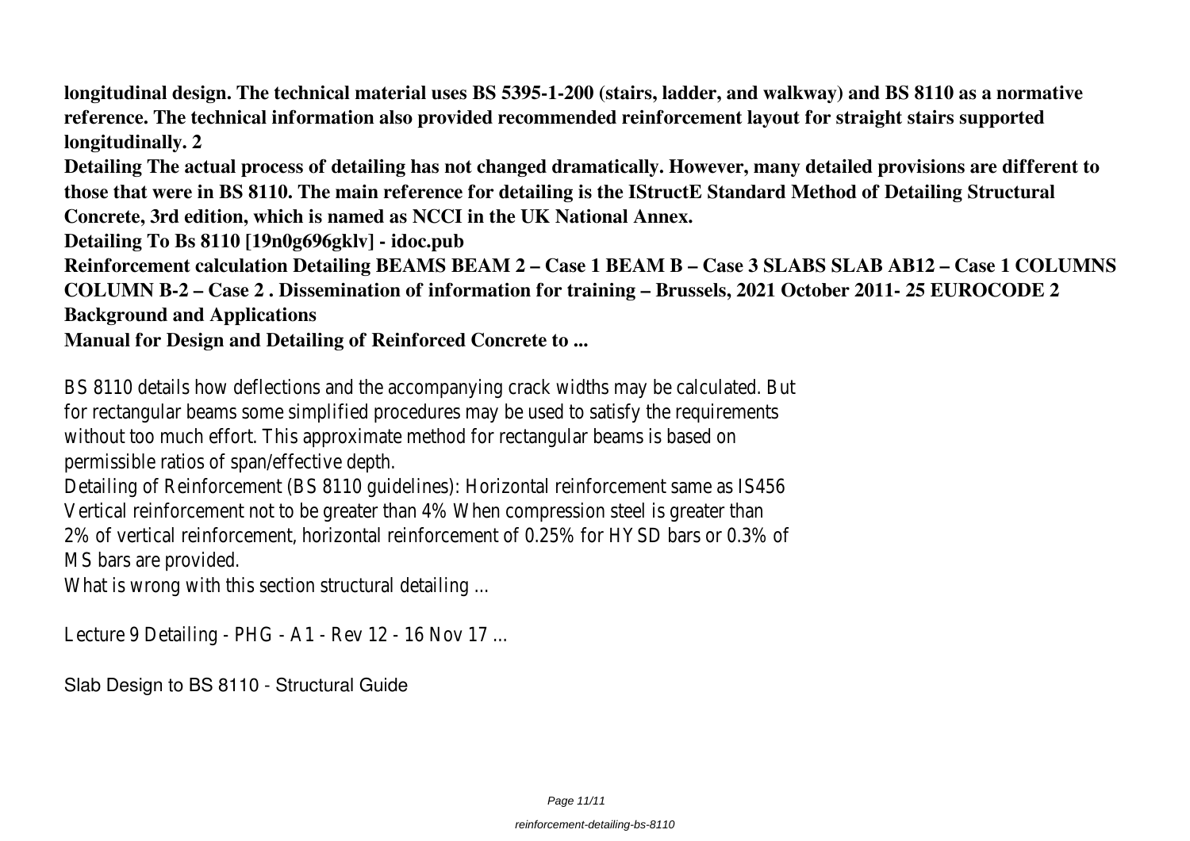**longitudinal design. The technical material uses BS 5395-1-200 (stairs, ladder, and walkway) and BS 8110 as a normative reference. The technical information also provided recommended reinforcement layout for straight stairs supported longitudinally. 2**

**Detailing The actual process of detailing has not changed dramatically. However, many detailed provisions are different to those that were in BS 8110. The main reference for detailing is the IStructE Standard Method of Detailing Structural Concrete, 3rd edition, which is named as NCCI in the UK National Annex.**

**Detailing To Bs 8110 [19n0g696gklv] - idoc.pub**

**Reinforcement calculation Detailing BEAMS BEAM 2 – Case 1 BEAM B – Case 3 SLABS SLAB AB12 – Case 1 COLUMNS COLUMN B-2 – Case 2 . Dissemination of information for training – Brussels, 2021 October 2011- 25 EUROCODE 2 Background and Applications**

**Manual for Design and Detailing of Reinforced Concrete to ...**

BS 8110 details how deflections and the accompanying crack widths may be calculated. But for rectangular beams some simplified procedures may be used to satisfy the requirements without too much effort. This approximate method for rectangular beams is based on permissible ratios of span/effective depth.

Detailing of Reinforcement (BS 8110 guidelines): Horizontal reinforcement same as IS456 Vertical reinforcement not to be greater than 4% When compression steel is greater than 2% of vertical reinforcement, horizontal reinforcement of 0.25% for HYSD bars or 0.3% of MS bars are provided.

What is wrong with this section structural detailing ...

Lecture 9 Detailing - PHG - A1 - Rev 12 - 16 Nov 17 ...

Slab Design to BS 8110 - Structural Guide